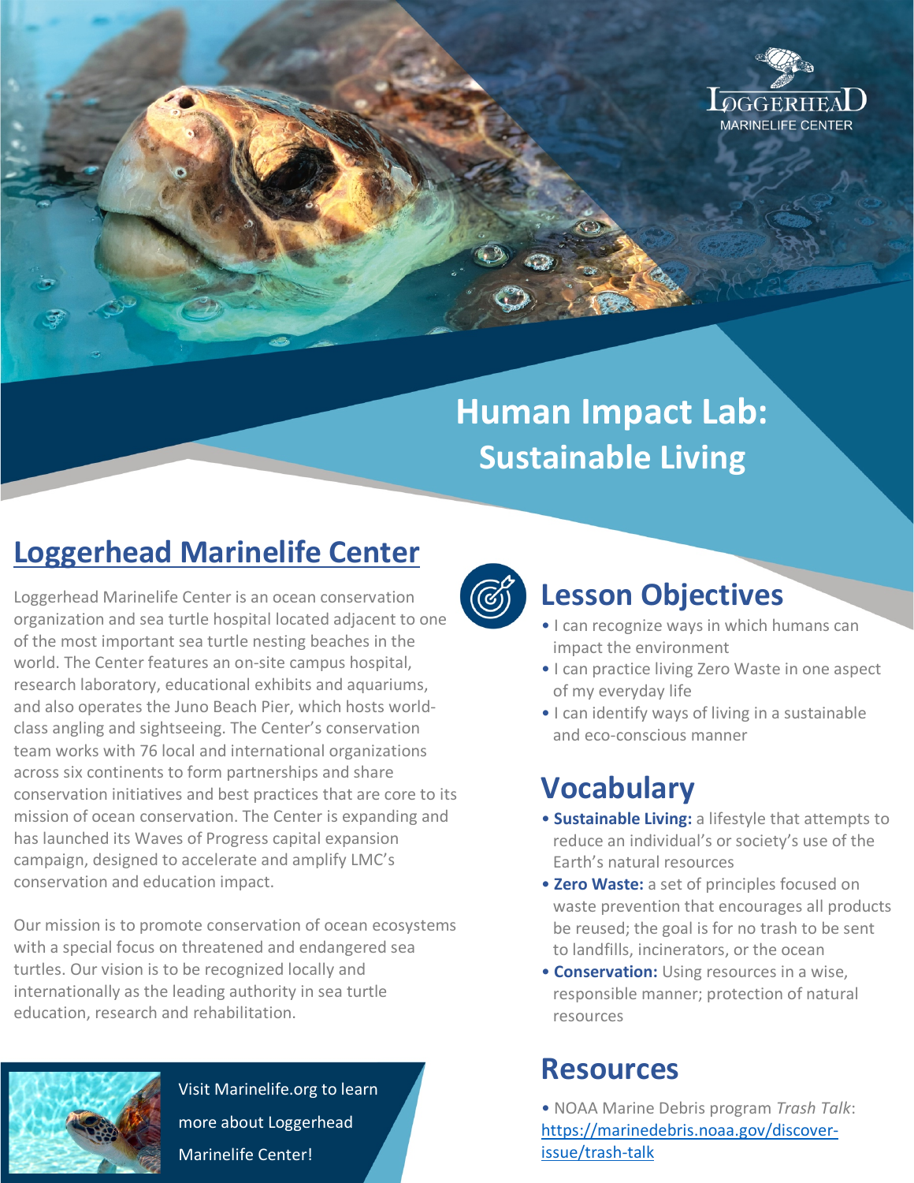# Human Impact Lab: Sustainable Living

## Loggerhead Marinelife Center

Loggerhead Marinelife Center is an ocean conservation organization and sea turtle hospital located adjacent to one of the most important sea turtle nesting beaches in the world. The Center features an on-site campus hospital, research laboratory, educational exhibits and aquariums, and also operates the Juno Beach Pier, which hosts world-class angling and sightseeing. The Center's conservation team works with 76 local and international organizations across six continents to form partnerships and share conservation initiatives and best practices that are core to its mission of ocean conservation. The Center is expanding and has launched its Waves of Progress capital expansion campaign, designed to accelerate and amplify LMC's conservation and education impact.

Our mission is to promote conservation of ocean ecosystems with a special focus on threatened and endangered sea turtles. Our vision is to be recognized locally and internationally as the leading authority in sea turtle education, research and rehabilitation.

Visit Marinelife.org to learn more about Loggerhead Marinelife Center!

## Lesson Objectives

- I can recognize ways in which humans can impact the environment
- I can practice living Zero Waste in one aspect of my everyday life
- I can identify ways of living in a sustainable and eco-conscious manner

## Vocabulary

- **Sustainable Living:** a lifestyle that attempts to reduce an individual's or society's use of the Earth's natural resources
- **Zero Waste:** a set of principles focused on waste prevention that encourages all products be reused; the goal is for no trash to be sent to landfills, incinerators, or the ocean
- **Conservation:** Using resources in a wise, responsible manner; protection of natural resources

## Resources

- NOAA Marine Debris program *Trash Talk*: https://marinedebris.noaa.gov/discover-issue/trash-talk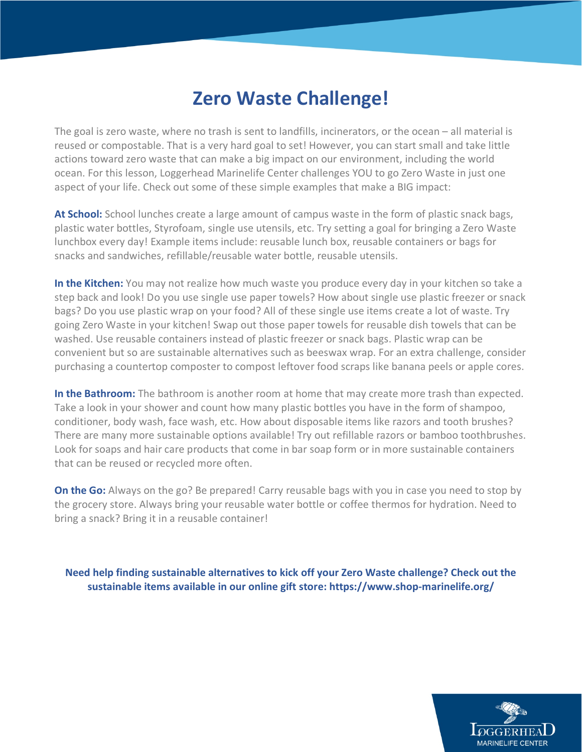# Zero Waste Challenge!

The goal is zero waste, where no trash is sent to landfills, incinerators, or the ocean – all material is reused or compostable. That is a very hard goal to set! However, you can start small and take little actions toward zero waste that can make a big impact on our environment, including the world ocean. For this lesson, Loggerhead Marinelife Center challenges YOU to go Zero Waste in just one aspect of your life. Check out some of these simple examples that make a BIG impact:

**At School:** School lunches create a large amount of campus waste in the form of plastic snack bags, plastic water bottles, Styrofoam, single use utensils, etc. Try setting a goal for bringing a Zero Waste lunchbox every day! Example items include: reusable lunch box, reusable containers or bags for snacks and sandwiches, refillable/reusable water bottle, reusable utensils.

**In the Kitchen:** You may not realize how much waste you produce every day in your kitchen so take a step back and look! Do you use single use paper towels? How about single use plastic freezer or snack bags? Do you use plastic wrap on your food? All of these single use items create a lot of waste. Try going Zero Waste in your kitchen! Swap out those paper towels for reusable dish towels that can be washed. Use reusable containers instead of plastic freezer or snack bags. Plastic wrap can be convenient but so are sustainable alternatives such as beeswax wrap. For an extra challenge, consider purchasing a countertop composter to compost leftover food scraps like banana peels or apple cores.

**In the Bathroom:** The bathroom is another room at home that may create more trash than expected. Take a look in your shower and count how many plastic bottles you have in the form of shampoo, conditioner, body wash, face wash, etc. How about disposable items like razors and tooth brushes? There are many more sustainable options available! Try out refillable razors or bamboo toothbrushes. Look for soaps and hair care products that come in bar soap form or in more sustainable containers that can be reused or recycled more often.

**On the Go:** Always on the go? Be prepared! Carry reusable bags with you in case you need to stop by the grocery store. Always bring your reusable water bottle or coffee thermos for hydration. Need to bring a snack? Bring it in a reusable container!

**Need help finding sustainable alternatives to kick off your Zero Waste challenge? Check out the sustainable items available in our online gift store: https://www.shop-marinelife.org/**

LOGGERHEAD MARINELIFE CENTER